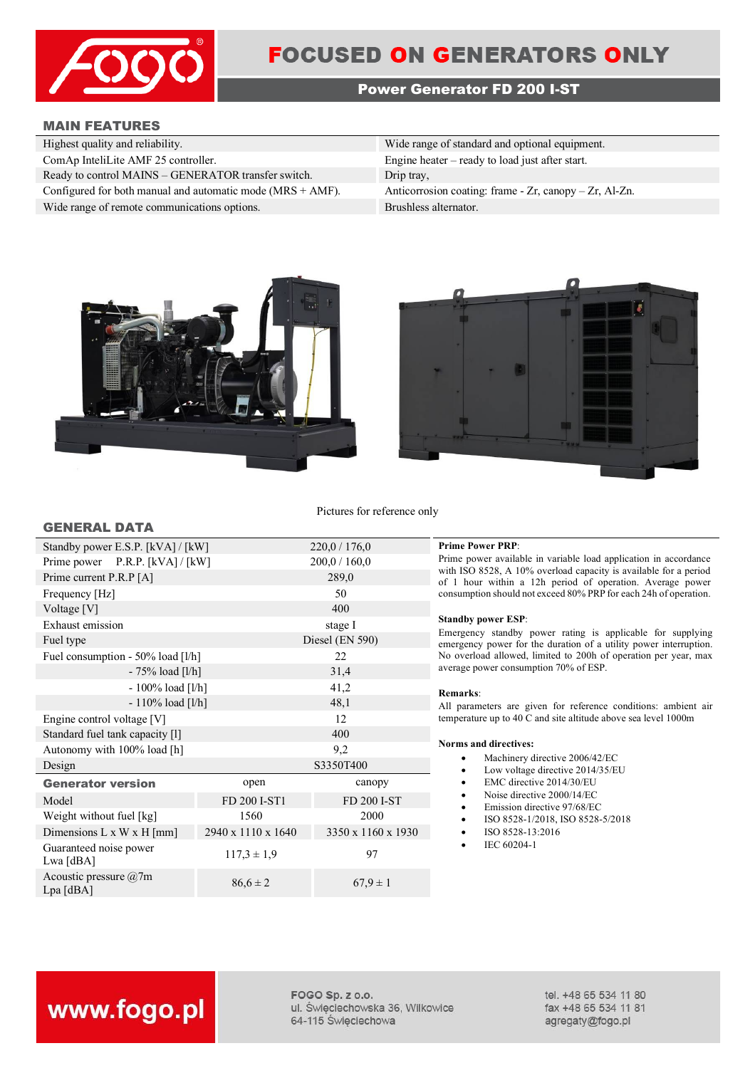# FOCUSED ON GENERATORS ONLY

## Power Generator FD 200 I-ST

### MAIN FEATURES

| | |
|---|---|
| Highest quality and reliability. | Wide range of standard and optional equipment. |
| ComAp InteliLite AMF 25 controller. | Engine heater – ready to load just after start. |
| Ready to control MAINS – GENERATOR transfer switch. | Drip tray, |
| Configured for both manual and automatic mode (MRS + AMF). | Anticorrosion coating: frame - Zr, canopy – Zr, Al-Zn. |
| Wide range of remote communications options. | Brushless alternator. |

Pictures for reference only

### GENERAL DATA

| | | |
|---|---|---|
| Standby power E.S.P. [kVA] / [kW] | 220,0 / 176,0 | |
| Prime power P.R.P. [kVA] / [kW] | 200,0 / 160,0 | |
| Prime current P.R.P [A] | 289,0 | |
| Frequency [Hz] | 50 | |
| Voltage [V] | 400 | |
| Exhaust emission | stage I | |
| Fuel type | Diesel (EN 590) | |
| Fuel consumption - 50% load [l/h] | 22 | |
| - 75% load [l/h] | 31,4 | |
| - 100% load [l/h] | 41,2 | |
| - 110% load [l/h] | 48,1 | |
| Engine control voltage [V] | 12 | |
| Standard fuel tank capacity [l] | 400 | |
| Autonomy with 100% load [h] | 9,2 | |
| Design | S3350T400 | |
| **Generator version** | open | canopy |
| Model | FD 200 I-ST1 | FD 200 I-ST |
| Weight without fuel [kg] | 1560 | 2000 |
| Dimensions L x W x H [mm] | 2940 x 1110 x 1640 | 3350 x 1160 x 1930 |
| Guaranteed noise power Lwa [dBA] | 117,3 ± 1,9 | 97 |
| Acoustic pressure @7m Lpa [dBA] | 86,6 ± 2 | 67,9 ± 1 |

**Prime Power PRP**:
Prime power available in variable load application in accordance with ISO 8528, A 10% overload capacity is available for a period of 1 hour within a 12h period of operation. Average power consumption should not exceed 80% PRP for each 24h of operation.

**Standby power ESP**:
Emergency standby power rating is applicable for supplying emergency power for the duration of a utility power interruption. No overload allowed, limited to 200h of operation per year, max average power consumption 70% of ESP.

**Remarks**:
All parameters are given for reference conditions: ambient air temperature up to 40 C and site altitude above sea level 1000m

**Norms and directives:**

- Machinery directive 2006/42/EC
- Low voltage directive 2014/35/EU
- EMC directive 2014/30/EU
- Noise directive 2000/14/EC
- Emission directive 97/68/EC
- ISO 8528-1/2018, ISO 8528-5/2018
- ISO 8528-13:2016
- IEC 60204-1

www.fogo.pl

FOGO Sp. z o.o.
ul. Święciechowska 36, Wilkowice
64-115 Święciechowa

tel. +48 65 534 11 80
fax +48 65 534 11 81
agregaty@fogo.pl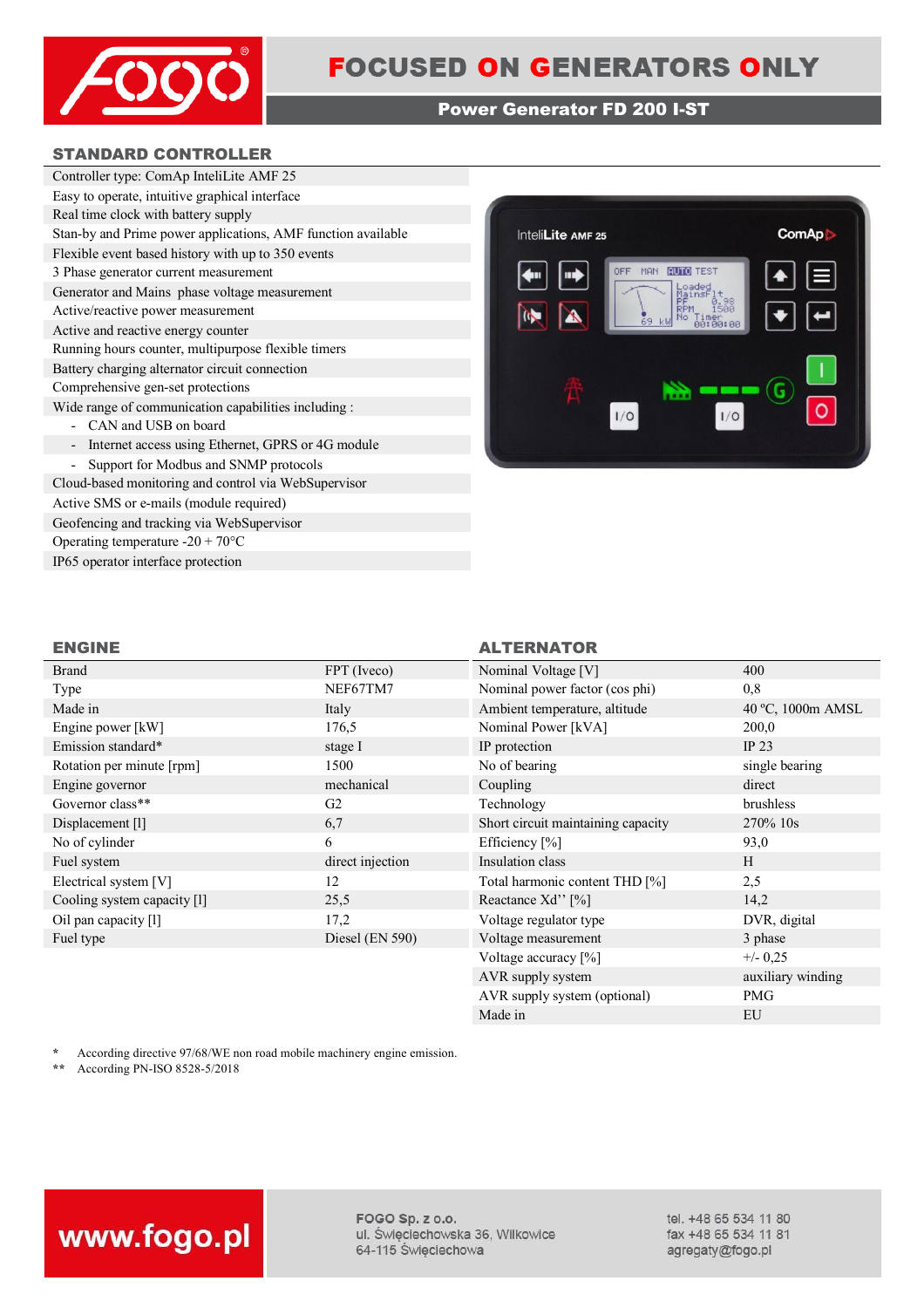# FOCUSED ON GENERATORS ONLY

## Power Generator FD 200 I-ST

### STANDARD CONTROLLER

- Controller type: ComAp InteliLite AMF 25
- Easy to operate, intuitive graphical interface
- Real time clock with battery supply
- Stan-by and Prime power applications, AMF function available
- Flexible event based history with up to 350 events
- 3 Phase generator current measurement
- Generator and Mains phase voltage measurement
- Active/reactive power measurement
- Active and reactive energy counter
- Running hours counter, multipurpose flexible timers
- Battery charging alternator circuit connection
- Comprehensive gen-set protections
- Wide range of communication capabilities including :
  - CAN and USB on board
  - Internet access using Ethernet, GPRS or 4G module
  - Support for Modbus and SNMP protocols
- Cloud-based monitoring and control via WebSupervisor
- Active SMS or e-mails (module required)
- Geofencing and tracking via WebSupervisor
- Operating temperature -20 + 70°C
- IP65 operator interface protection

### ENGINE

| | |
|---|---|
| Brand | FPT (Iveco) |
| Type | NEF67TM7 |
| Made in | Italy |
| Engine power [kW] | 176,5 |
| Emission standard* | stage I |
| Rotation per minute [rpm] | 1500 |
| Engine governor | mechanical |
| Governor class** | G2 |
| Displacement [l] | 6,7 |
| No of cylinder | 6 |
| Fuel system | direct injection |
| Electrical system [V] | 12 |
| Cooling system capacity [l] | 25,5 |
| Oil pan capacity [l] | 17,2 |
| Fuel type | Diesel (EN 590) |

### ALTERNATOR

| | |
|---|---|
| Nominal Voltage [V] | 400 |
| Nominal power factor (cos phi) | 0,8 |
| Ambient temperature, altitude | 40 ºC, 1000m AMSL |
| Nominal Power [kVA] | 200,0 |
| IP protection | IP 23 |
| No of bearing | single bearing |
| Coupling | direct |
| Technology | brushless |
| Short circuit maintaining capacity | 270% 10s |
| Efficiency [%] | 93,0 |
| Insulation class | H |
| Total harmonic content THD [%] | 2,5 |
| Reactance Xd'' [%] | 14,2 |
| Voltage regulator type | DVR, digital |
| Voltage measurement | 3 phase |
| Voltage accuracy [%] | +/- 0,25 |
| AVR supply system | auxiliary winding |
| AVR supply system (optional) | PMG |
| Made in | EU |

\* According directive 97/68/WE non road mobile machinery engine emission.
\*\* According PN-ISO 8528-5/2018

www.fogo.pl

FOGO Sp. z o.o.
ul. Święciechowska 36, Wilkowice
64-115 Święciechowa

tel. +48 65 534 11 80
fax +48 65 534 11 81
agregaty@fogo.pl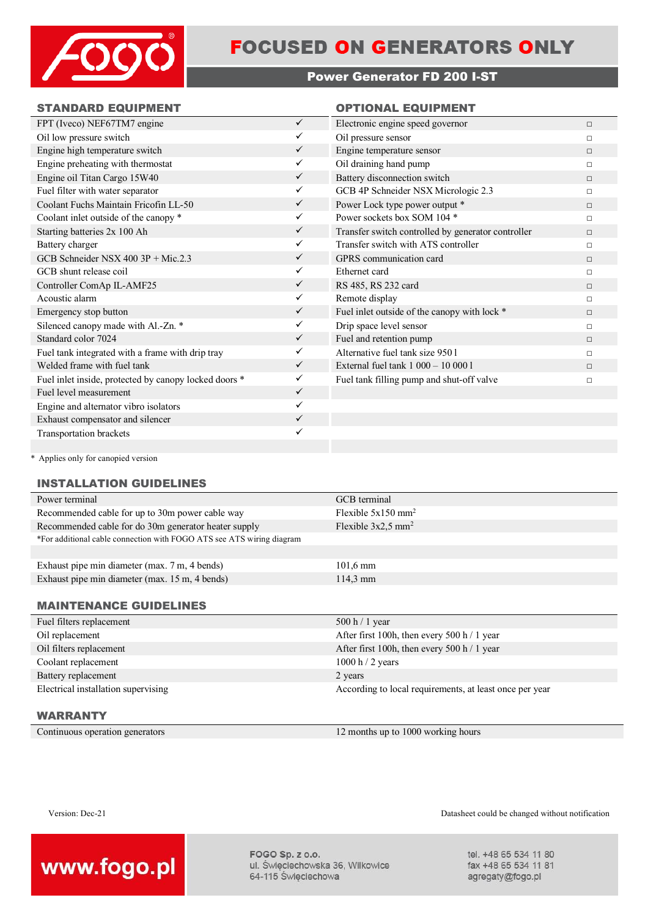# FOCUSED ON GENERATORS ONLY

## Power Generator FD 200 I-ST

### STANDARD EQUIPMENT

| | |
|---|---|
| FPT (Iveco) NEF67TM7 engine | ✓ |
| Oil low pressure switch | ✓ |
| Engine high temperature switch | ✓ |
| Engine preheating with thermostat | ✓ |
| Engine oil Titan Cargo 15W40 | ✓ |
| Fuel filter with water separator | ✓ |
| Coolant Fuchs Maintain Fricofin LL-50 | ✓ |
| Coolant inlet outside of the canopy * | ✓ |
| Starting batteries 2x 100 Ah | ✓ |
| Battery charger | ✓ |
| GCB Schneider NSX 400 3P + Mic.2.3 | ✓ |
| GCB shunt release coil | ✓ |
| Controller ComAp IL-AMF25 | ✓ |
| Acoustic alarm | ✓ |
| Emergency stop button | ✓ |
| Silenced canopy made with Al.-Zn. * | ✓ |
| Standard color 7024 | ✓ |
| Fuel tank integrated with a frame with drip tray | ✓ |
| Welded frame with fuel tank | ✓ |
| Fuel inlet inside, protected by canopy locked doors * | ✓ |
| Fuel level measurement | ✓ |
| Engine and alternator vibro isolators | ✓ |
| Exhaust compensator and silencer | ✓ |
| Transportation brackets | ✓ |

### OPTIONAL EQUIPMENT

| | |
|---|---|
| Electronic engine speed governor | □ |
| Oil pressure sensor | □ |
| Engine temperature sensor | □ |
| Oil draining hand pump | □ |
| Battery disconnection switch | □ |
| GCB 4P Schneider NSX Micrologic 2.3 | □ |
| Power Lock type power output * | □ |
| Power sockets box SOM 104 * | □ |
| Transfer switch controlled by generator controller | □ |
| Transfer switch with ATS controller | □ |
| GPRS communication card | □ |
| Ethernet card | □ |
| RS 485, RS 232 card | □ |
| Remote display | □ |
| Fuel inlet outside of the canopy with lock * | □ |
| Drip space level sensor | □ |
| Fuel and retention pump | □ |
| Alternative fuel tank size 950 l | □ |
| External fuel tank 1 000 – 10 000 l | □ |
| Fuel tank filling pump and shut-off valve | □ |

\* Applies only for canopied version

### INSTALLATION GUIDELINES

| | |
|---|---|
| Power terminal | GCB terminal |
| Recommended cable for up to 30m power cable way | Flexible 5x150 mm$^2$ |
| Recommended cable for do 30m generator heater supply | Flexible 3x2,5 mm$^2$ |
| *For additional cable connection with FOGO ATS see ATS wiring diagram | |
| | |
| Exhaust pipe min diameter (max. 7 m, 4 bends) | 101,6 mm |
| Exhaust pipe min diameter (max. 15 m, 4 bends) | 114,3 mm |

### MAINTENANCE GUIDELINES

| | |
|---|---|
| Fuel filters replacement | 500 h / 1 year |
| Oil replacement | After first 100h, then every 500 h / 1 year |
| Oil filters replacement | After first 100h, then every 500 h / 1 year |
| Coolant replacement | 1000 h / 2 years |
| Battery replacement | 2 years |
| Electrical installation supervising | According to local requirements, at least once per year |

### WARRANTY

| | |
|---|---|
| Continuous operation generators | 12 months up to 1000 working hours |

Version: Dec-21

Datasheet could be changed without notification

www.fogo.pl

FOGO Sp. z o.o.
ul. Święciechowska 36, Wilkowice
64-115 Święciechowa

tel. +48 65 534 11 80
fax +48 65 534 11 81
agregaty@fogo.pl